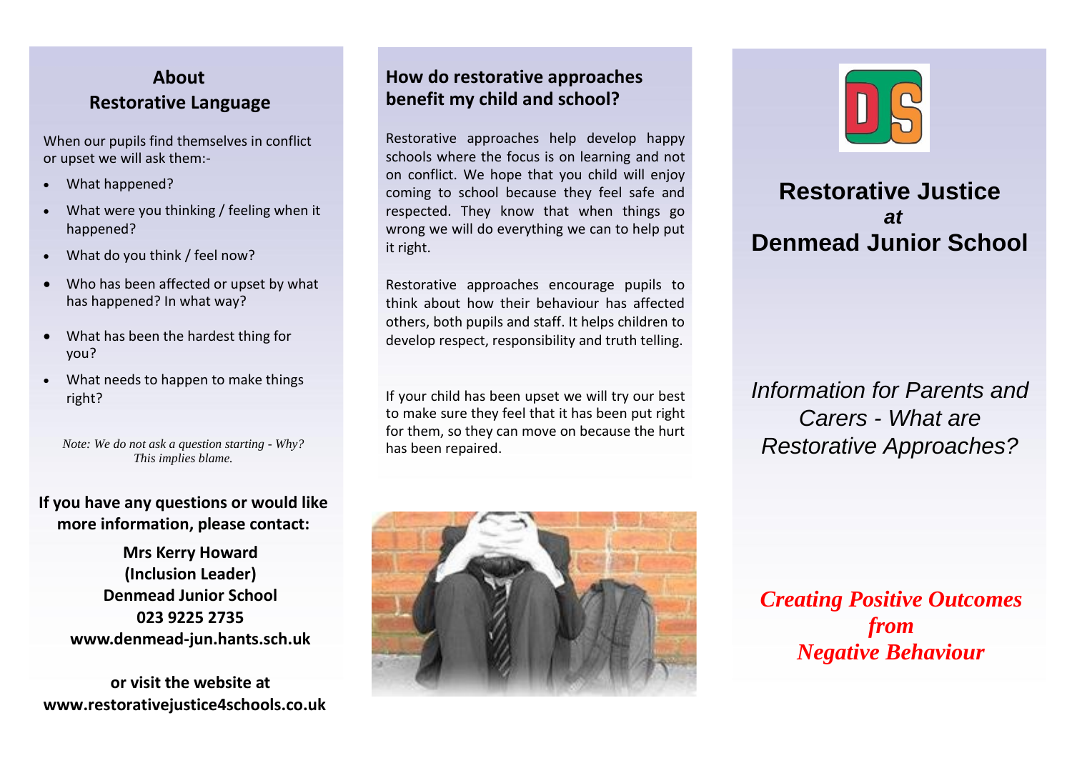## About Restorative Language

When our pupils find themselves in conflict or upset we will ask them:-

- What happened?
- What were you thinking / feeling when it happened?
- What do you think / feel now?
- Who has been affected or upset by what has happened? In what way?
- What has been the hardest thing for you?
- What needs to happen to make things right?

*Note: We do not ask a question starting - Why? This implies blame.*

**If you have any questions or would like more information, please contact:**

**Mrs Kerry Howard**
**(Inclusion Leader)**
**Denmead Junior School**
**023 9225 2735**
**www.denmead-jun.hants.sch.uk**

**or visit the website at**
**www.restorativejustice4schools.co.uk**

## How do restorative approaches benefit my child and school?

Restorative approaches help develop happy schools where the focus is on learning and not on conflict. We hope that you child will enjoy coming to school because they feel safe and respected. They know that when things go wrong we will do everything we can to help put it right.

Restorative approaches encourage pupils to think about how their behaviour has affected others, both pupils and staff. It helps children to develop respect, responsibility and truth telling.

If your child has been upset we will try our best to make sure they feel that it has been put right for them, so they can move on because the hurt has been repaired.

# Restorative Justice *at* Denmead Junior School

*Information for Parents and Carers - What are Restorative Approaches?*

***Creating Positive Outcomes from Negative Behaviour***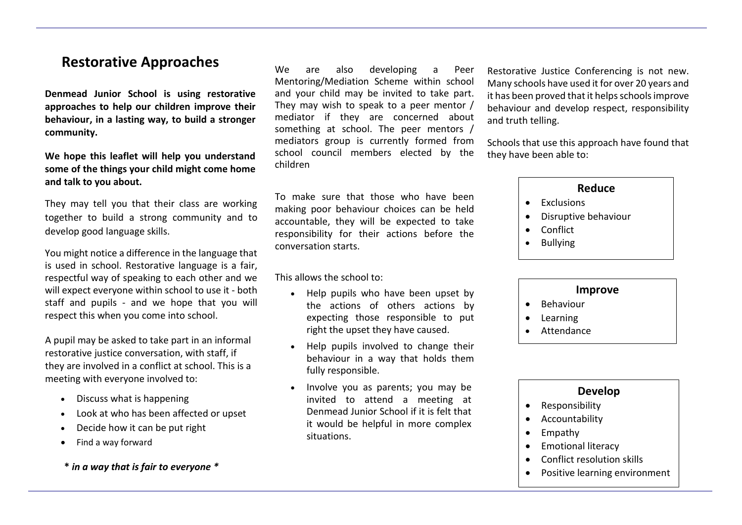## Restorative Approaches

**Denmead Junior School is using restorative approaches to help our children improve their behaviour, in a lasting way, to build a stronger community.**

**We hope this leaflet will help you understand some of the things your child might come home and talk to you about.**

They may tell you that their class are working together to build a strong community and to develop good language skills.

You might notice a difference in the language that is used in school. Restorative language is a fair, respectful way of speaking to each other and we will expect everyone within school to use it - both staff and pupils - and we hope that you will respect this when you come into school.

A pupil may be asked to take part in an informal restorative justice conversation, with staff, if they are involved in a conflict at school. This is a meeting with everyone involved to:

- Discuss what is happening
- Look at who has been affected or upset
- Decide how it can be put right
- Find a way forward

***\* in a way that is fair to everyone \****

We are also developing a Peer Mentoring/Mediation Scheme within school and your child may be invited to take part. They may wish to speak to a peer mentor / mediator if they are concerned about something at school. The peer mentors / mediators group is currently formed from school council members elected by the children

To make sure that those who have been making poor behaviour choices can be held accountable, they will be expected to take responsibility for their actions before the conversation starts.

This allows the school to:

- Help pupils who have been upset by the actions of others actions by expecting those responsible to put right the upset they have caused.
- Help pupils involved to change their behaviour in a way that holds them fully responsible.
- Involve you as parents; you may be invited to attend a meeting at Denmead Junior School if it is felt that it would be helpful in more complex situations.

Restorative Justice Conferencing is not new. Many schools have used it for over 20 years and it has been proved that it helps schools improve behaviour and develop respect, responsibility and truth telling.

Schools that use this approach have found that they have been able to:

**Reduce**

- Exclusions
- Disruptive behaviour
- Conflict
- Bullying

**Improve**

- Behaviour
- Learning
- Attendance

**Develop**

- Responsibility
- Accountability
- Empathy
- Emotional literacy
- Conflict resolution skills
- Positive learning environment